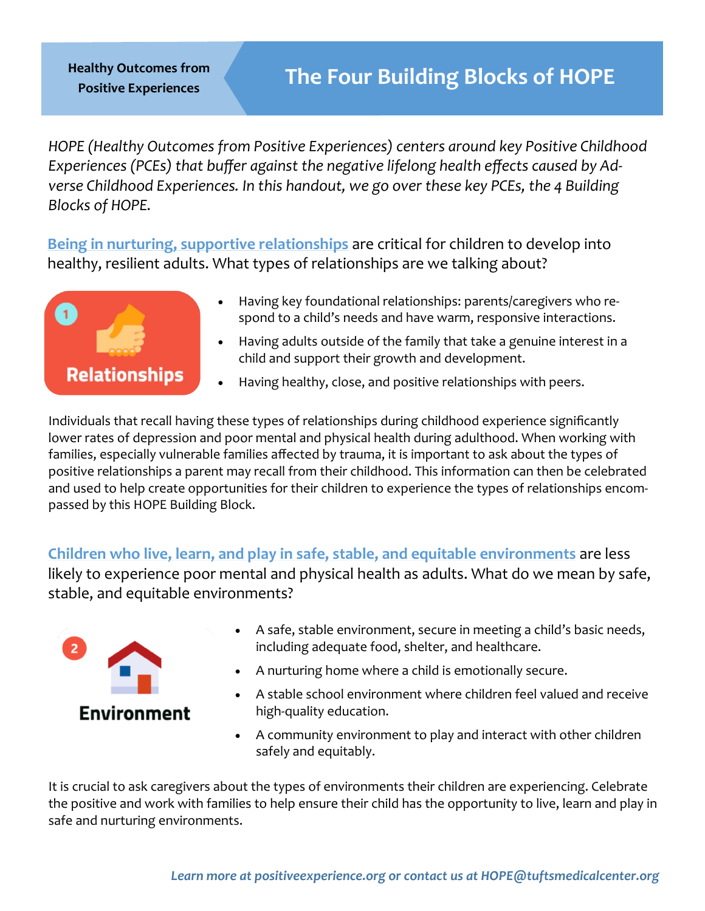Healthy Outcomes from Positive Experiences

# The Four Building Blocks of HOPE

*HOPE (Healthy Outcomes from Positive Experiences) centers around key Positive Childhood Experiences (PCEs) that buffer against the negative lifelong health effects caused by Adverse Childhood Experiences. In this handout, we go over these key PCEs, the 4 Building Blocks of HOPE.*

**Being in nurturing, supportive relationships** are critical for children to develop into healthy, resilient adults. What types of relationships are we talking about?

1 **Relationships**

- Having key foundational relationships: parents/caregivers who respond to a child's needs and have warm, responsive interactions.
- Having adults outside of the family that take a genuine interest in a child and support their growth and development.
- Having healthy, close, and positive relationships with peers.

Individuals that recall having these types of relationships during childhood experience significantly lower rates of depression and poor mental and physical health during adulthood. When working with families, especially vulnerable families affected by trauma, it is important to ask about the types of positive relationships a parent may recall from their childhood. This information can then be celebrated and used to help create opportunities for their children to experience the types of relationships encompassed by this HOPE Building Block.

**Children who live, learn, and play in safe, stable, and equitable environments** are less likely to experience poor mental and physical health as adults. What do we mean by safe, stable, and equitable environments?

2 **Environment**

- A safe, stable environment, secure in meeting a child's basic needs, including adequate food, shelter, and healthcare.
- A nurturing home where a child is emotionally secure.
- A stable school environment where children feel valued and receive high-quality education.
- A community environment to play and interact with other children safely and equitably.

It is crucial to ask caregivers about the types of environments their children are experiencing. Celebrate the positive and work with families to help ensure their child has the opportunity to live, learn and play in safe and nurturing environments.

***Learn more at positiveexperience.org or contact us at HOPE@tuftsmedicalcenter.org***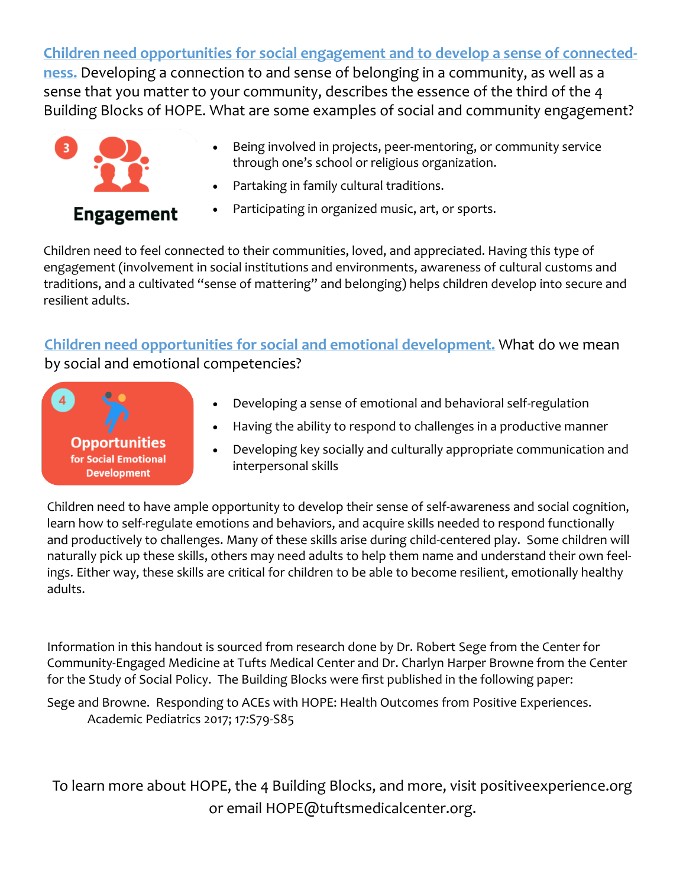**Children need opportunities for social engagement and to develop a sense of connectedness.** Developing a connection to and sense of belonging in a community, as well as a sense that you matter to your community, describes the essence of the third of the 4 Building Blocks of HOPE. What are some examples of social and community engagement?

3

**Engagement**

- Being involved in projects, peer-mentoring, or community service through one's school or religious organization.
- Partaking in family cultural traditions.
- Participating in organized music, art, or sports.

Children need to feel connected to their communities, loved, and appreciated. Having this type of engagement (involvement in social institutions and environments, awareness of cultural customs and traditions, and a cultivated "sense of mattering" and belonging) helps children develop into secure and resilient adults.

**Children need opportunities for social and emotional development.** What do we mean by social and emotional competencies?

4

**Opportunities for Social Emotional Development**

- Developing a sense of emotional and behavioral self-regulation
- Having the ability to respond to challenges in a productive manner
- Developing key socially and culturally appropriate communication and interpersonal skills

Children need to have ample opportunity to develop their sense of self-awareness and social cognition, learn how to self-regulate emotions and behaviors, and acquire skills needed to respond functionally and productively to challenges. Many of these skills arise during child-centered play. Some children will naturally pick up these skills, others may need adults to help them name and understand their own feelings. Either way, these skills are critical for children to be able to become resilient, emotionally healthy adults.

Information in this handout is sourced from research done by Dr. Robert Sege from the Center for Community-Engaged Medicine at Tufts Medical Center and Dr. Charlyn Harper Browne from the Center for the Study of Social Policy. The Building Blocks were first published in the following paper:

Sege and Browne. Responding to ACEs with HOPE: Health Outcomes from Positive Experiences. Academic Pediatrics 2017; 17:S79-S85

To learn more about HOPE, the 4 Building Blocks, and more, visit positiveexperience.org or email HOPE@tuftsmedicalcenter.org.